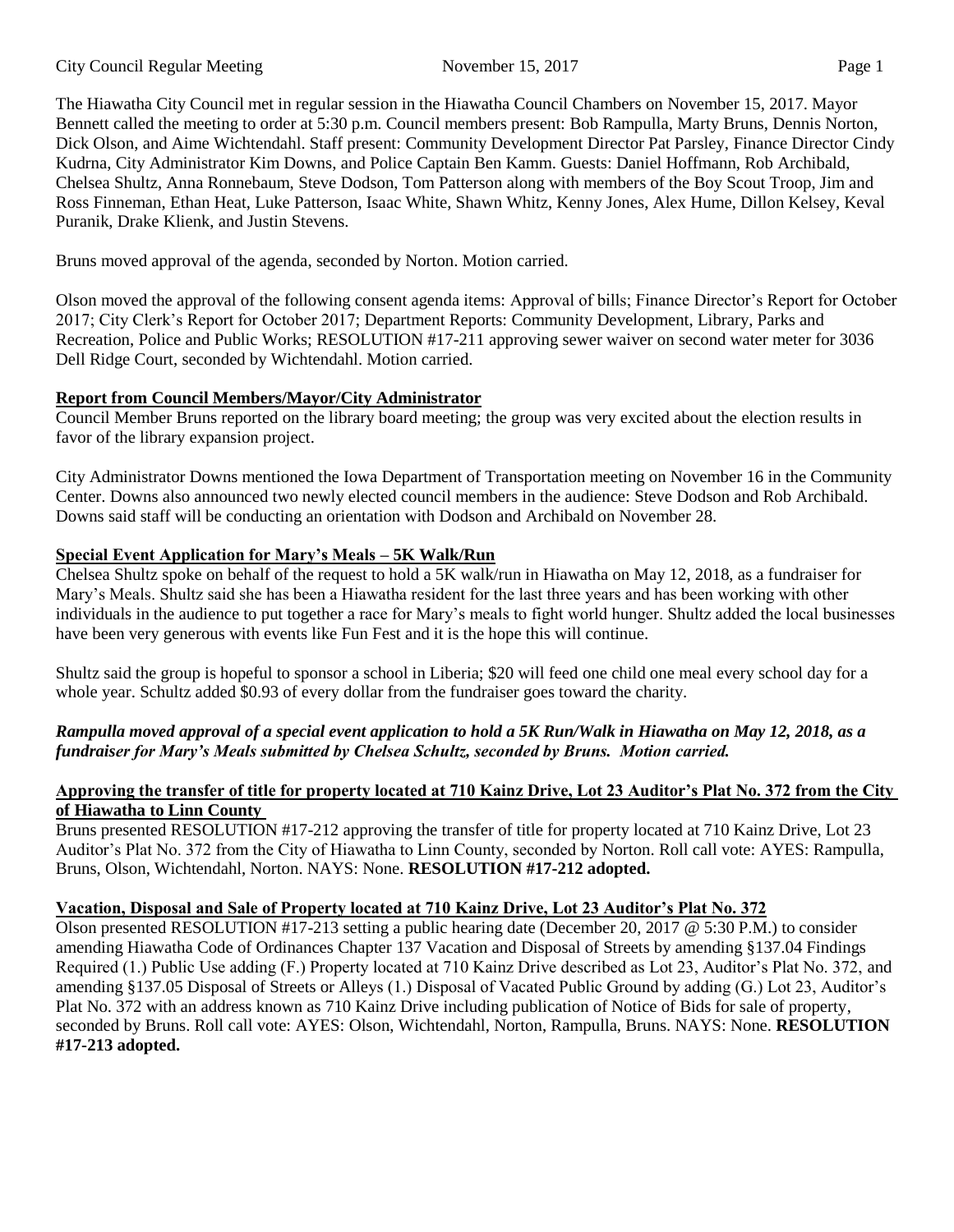The Hiawatha City Council met in regular session in the Hiawatha Council Chambers on November 15, 2017. Mayor Bennett called the meeting to order at 5:30 p.m. Council members present: Bob Rampulla, Marty Bruns, Dennis Norton, Dick Olson, and Aime Wichtendahl. Staff present: Community Development Director Pat Parsley, Finance Director Cindy Kudrna, City Administrator Kim Downs, and Police Captain Ben Kamm. Guests: Daniel Hoffmann, Rob Archibald, Chelsea Shultz, Anna Ronnebaum, Steve Dodson, Tom Patterson along with members of the Boy Scout Troop, Jim and Ross Finneman, Ethan Heat, Luke Patterson, Isaac White, Shawn Whitz, Kenny Jones, Alex Hume, Dillon Kelsey, Keval Puranik, Drake Klienk, and Justin Stevens.

Bruns moved approval of the agenda, seconded by Norton. Motion carried.

Olson moved the approval of the following consent agenda items: Approval of bills; Finance Director's Report for October 2017; City Clerk's Report for October 2017; Department Reports: Community Development, Library, Parks and Recreation, Police and Public Works; RESOLUTION #17-211 approving sewer waiver on second water meter for 3036 Dell Ridge Court, seconded by Wichtendahl. Motion carried.

**Report from Council Members/Mayor/City Administrator**

Council Member Bruns reported on the library board meeting; the group was very excited about the election results in favor of the library expansion project.

City Administrator Downs mentioned the Iowa Department of Transportation meeting on November 16 in the Community Center. Downs also announced two newly elected council members in the audience: Steve Dodson and Rob Archibald. Downs said staff will be conducting an orientation with Dodson and Archibald on November 28.

**Special Event Application for Mary's Meals – 5K Walk/Run**

Chelsea Shultz spoke on behalf of the request to hold a 5K walk/run in Hiawatha on May 12, 2018, as a fundraiser for Mary's Meals. Shultz said she has been a Hiawatha resident for the last three years and has been working with other individuals in the audience to put together a race for Mary's meals to fight world hunger. Shultz added the local businesses have been very generous with events like Fun Fest and it is the hope this will continue.

Shultz said the group is hopeful to sponsor a school in Liberia; $20 will feed one child one meal every school day for a whole year. Schultz added $0.93 of every dollar from the fundraiser goes toward the charity.

***Rampulla moved approval of a special event application to hold a 5K Run/Walk in Hiawatha on May 12, 2018, as a fundraiser for Mary's Meals submitted by Chelsea Schultz, seconded by Bruns. Motion carried.***

**Approving the transfer of title for property located at 710 Kainz Drive, Lot 23 Auditor's Plat No. 372 from the City of Hiawatha to Linn County**

Bruns presented RESOLUTION #17-212 approving the transfer of title for property located at 710 Kainz Drive, Lot 23 Auditor's Plat No. 372 from the City of Hiawatha to Linn County, seconded by Norton. Roll call vote: AYES: Rampulla, Bruns, Olson, Wichtendahl, Norton. NAYS: None. **RESOLUTION #17-212 adopted.**

**Vacation, Disposal and Sale of Property located at 710 Kainz Drive, Lot 23 Auditor's Plat No. 372**

Olson presented RESOLUTION #17-213 setting a public hearing date (December 20, 2017 @ 5:30 P.M.) to consider amending Hiawatha Code of Ordinances Chapter 137 Vacation and Disposal of Streets by amending §137.04 Findings Required (1.) Public Use adding (F.) Property located at 710 Kainz Drive described as Lot 23, Auditor's Plat No. 372, and amending §137.05 Disposal of Streets or Alleys (1.) Disposal of Vacated Public Ground by adding (G.) Lot 23, Auditor's Plat No. 372 with an address known as 710 Kainz Drive including publication of Notice of Bids for sale of property, seconded by Bruns. Roll call vote: AYES: Olson, Wichtendahl, Norton, Rampulla, Bruns. NAYS: None. **RESOLUTION #17-213 adopted.**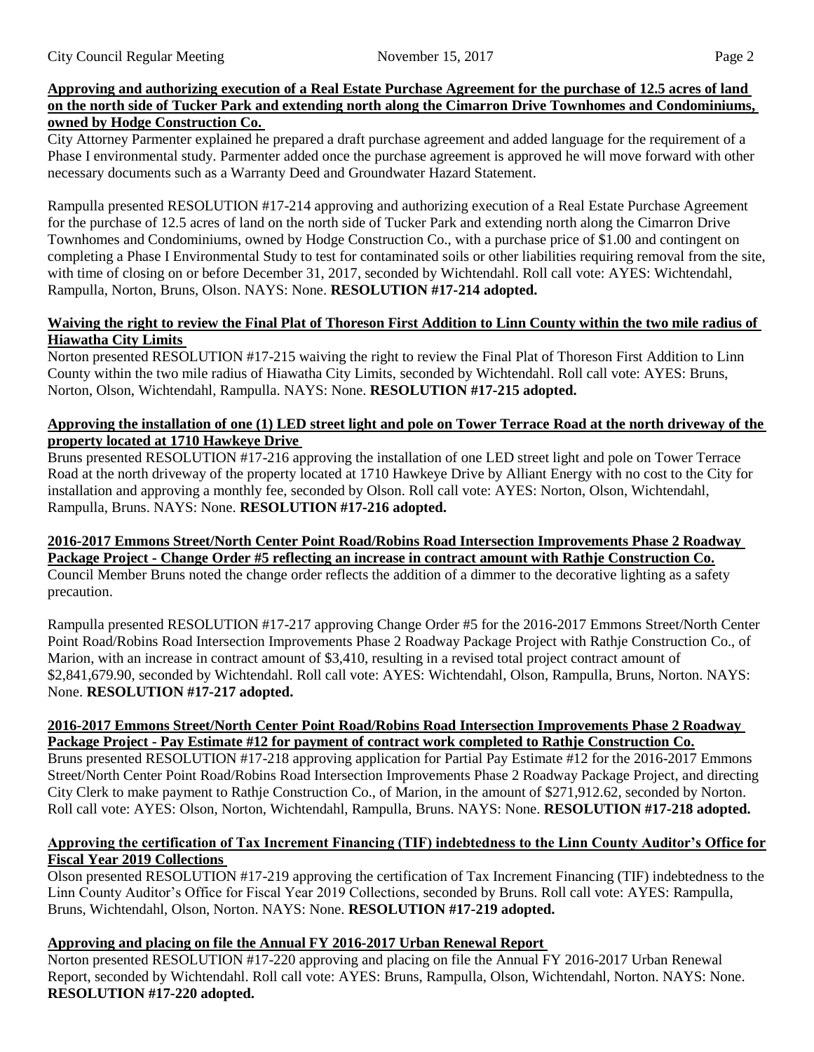**Approving and authorizing execution of a Real Estate Purchase Agreement for the purchase of 12.5 acres of land on the north side of Tucker Park and extending north along the Cimarron Drive Townhomes and Condominiums, owned by Hodge Construction Co.**

City Attorney Parmenter explained he prepared a draft purchase agreement and added language for the requirement of a Phase I environmental study. Parmenter added once the purchase agreement is approved he will move forward with other necessary documents such as a Warranty Deed and Groundwater Hazard Statement.

Rampulla presented RESOLUTION #17-214 approving and authorizing execution of a Real Estate Purchase Agreement for the purchase of 12.5 acres of land on the north side of Tucker Park and extending north along the Cimarron Drive Townhomes and Condominiums, owned by Hodge Construction Co., with a purchase price of $1.00 and contingent on completing a Phase I Environmental Study to test for contaminated soils or other liabilities requiring removal from the site, with time of closing on or before December 31, 2017, seconded by Wichtendahl. Roll call vote: AYES: Wichtendahl, Rampulla, Norton, Bruns, Olson. NAYS: None. **RESOLUTION #17-214 adopted.**

**Waiving the right to review the Final Plat of Thoreson First Addition to Linn County within the two mile radius of Hiawatha City Limits**

Norton presented RESOLUTION #17-215 waiving the right to review the Final Plat of Thoreson First Addition to Linn County within the two mile radius of Hiawatha City Limits, seconded by Wichtendahl. Roll call vote: AYES: Bruns, Norton, Olson, Wichtendahl, Rampulla. NAYS: None. **RESOLUTION #17-215 adopted.**

**Approving the installation of one (1) LED street light and pole on Tower Terrace Road at the north driveway of the property located at 1710 Hawkeye Drive**

Bruns presented RESOLUTION #17-216 approving the installation of one LED street light and pole on Tower Terrace Road at the north driveway of the property located at 1710 Hawkeye Drive by Alliant Energy with no cost to the City for installation and approving a monthly fee, seconded by Olson. Roll call vote: AYES: Norton, Olson, Wichtendahl, Rampulla, Bruns. NAYS: None. **RESOLUTION #17-216 adopted.**

**2016-2017 Emmons Street/North Center Point Road/Robins Road Intersection Improvements Phase 2 Roadway Package Project - Change Order #5 reflecting an increase in contract amount with Rathje Construction Co.**

Council Member Bruns noted the change order reflects the addition of a dimmer to the decorative lighting as a safety precaution.

Rampulla presented RESOLUTION #17-217 approving Change Order #5 for the 2016-2017 Emmons Street/North Center Point Road/Robins Road Intersection Improvements Phase 2 Roadway Package Project with Rathje Construction Co., of Marion, with an increase in contract amount of $3,410, resulting in a revised total project contract amount of $2,841,679.90, seconded by Wichtendahl. Roll call vote: AYES: Wichtendahl, Olson, Rampulla, Bruns, Norton. NAYS: None. **RESOLUTION #17-217 adopted.**

**2016-2017 Emmons Street/North Center Point Road/Robins Road Intersection Improvements Phase 2 Roadway Package Project - Pay Estimate #12 for payment of contract work completed to Rathje Construction Co.**

Bruns presented RESOLUTION #17-218 approving application for Partial Pay Estimate #12 for the 2016-2017 Emmons Street/North Center Point Road/Robins Road Intersection Improvements Phase 2 Roadway Package Project, and directing City Clerk to make payment to Rathje Construction Co., of Marion, in the amount of $271,912.62, seconded by Norton. Roll call vote: AYES: Olson, Norton, Wichtendahl, Rampulla, Bruns. NAYS: None. **RESOLUTION #17-218 adopted.**

**Approving the certification of Tax Increment Financing (TIF) indebtedness to the Linn County Auditor's Office for Fiscal Year 2019 Collections**

Olson presented RESOLUTION #17-219 approving the certification of Tax Increment Financing (TIF) indebtedness to the Linn County Auditor's Office for Fiscal Year 2019 Collections, seconded by Bruns. Roll call vote: AYES: Rampulla, Bruns, Wichtendahl, Olson, Norton. NAYS: None. **RESOLUTION #17-219 adopted.**

**Approving and placing on file the Annual FY 2016-2017 Urban Renewal Report**

Norton presented RESOLUTION #17-220 approving and placing on file the Annual FY 2016-2017 Urban Renewal Report, seconded by Wichtendahl. Roll call vote: AYES: Bruns, Rampulla, Olson, Wichtendahl, Norton. NAYS: None. **RESOLUTION #17-220 adopted.**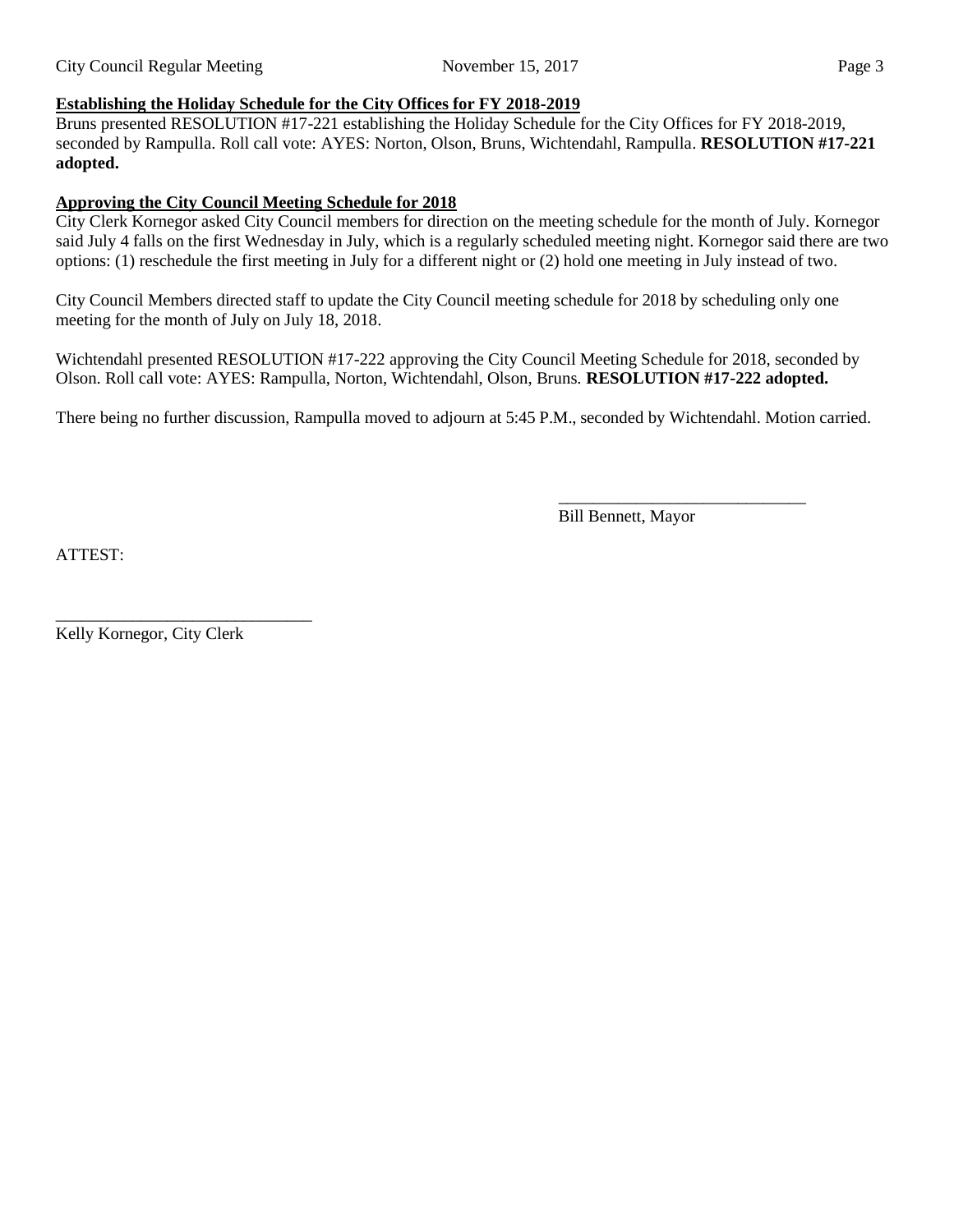**Establishing the Holiday Schedule for the City Offices for FY 2018-2019**

Bruns presented RESOLUTION #17-221 establishing the Holiday Schedule for the City Offices for FY 2018-2019, seconded by Rampulla. Roll call vote: AYES: Norton, Olson, Bruns, Wichtendahl, Rampulla. **RESOLUTION #17-221 adopted.**

**Approving the City Council Meeting Schedule for 2018**

City Clerk Kornegor asked City Council members for direction on the meeting schedule for the month of July. Kornegor said July 4 falls on the first Wednesday in July, which is a regularly scheduled meeting night. Kornegor said there are two options: (1) reschedule the first meeting in July for a different night or (2) hold one meeting in July instead of two.

City Council Members directed staff to update the City Council meeting schedule for 2018 by scheduling only one meeting for the month of July on July 18, 2018.

Wichtendahl presented RESOLUTION #17-222 approving the City Council Meeting Schedule for 2018, seconded by Olson. Roll call vote: AYES: Rampulla, Norton, Wichtendahl, Olson, Bruns. **RESOLUTION #17-222 adopted.**

There being no further discussion, Rampulla moved to adjourn at 5:45 P.M., seconded by Wichtendahl. Motion carried.

_____________________________
Bill Bennett, Mayor

ATTEST:

_____________________________
Kelly Kornegor, City Clerk